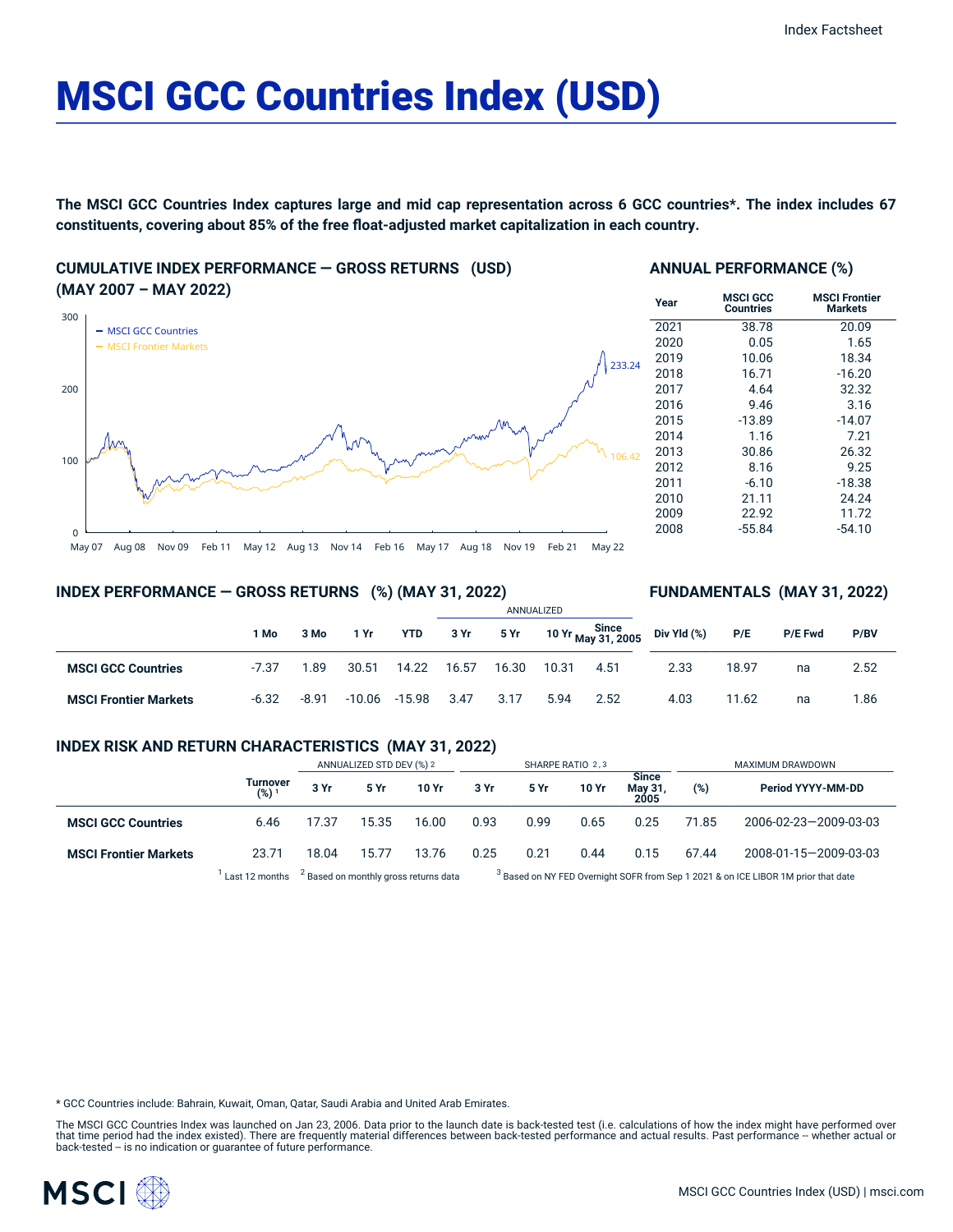Index Factsheet

# MSCI GCC Countries Index (USD)

**The MSCI GCC Countries Index captures large and mid cap representation across 6 GCC countries*. The index includes 67 constituents, covering about 85% of the free float-adjusted market capitalization in each country.**

## CUMULATIVE INDEX PERFORMANCE — GROSS RETURNS (USD) (MAY 2007 – MAY 2022)

- MSCI GCC Countries: 233.24
- MSCI Frontier Markets: 106.42

## ANNUAL PERFORMANCE (%)

| Year | MSCI GCC Countries | MSCI Frontier Markets |
|---|---|---|
| 2021 | 38.78 | 20.09 |
| 2020 | 0.05 | 1.65 |
| 2019 | 10.06 | 18.34 |
| 2018 | 16.71 | -16.20 |
| 2017 | 4.64 | 32.32 |
| 2016 | 9.46 | 3.16 |
| 2015 | -13.89 | -14.07 |
| 2014 | 1.16 | 7.21 |
| 2013 | 30.86 | 26.32 |
| 2012 | 8.16 | 9.25 |
| 2011 | -6.10 | -18.38 |
| 2010 | 21.11 | 24.24 |
| 2009 | 22.92 | 11.72 |
| 2008 | -55.84 | -54.10 |

## INDEX PERFORMANCE — GROSS RETURNS (%) (MAY 31, 2022)

| | | | | | ANNUALIZED | | | |
|---|---|---|---|---|---|---|---|---|
| | 1 Mo | 3 Mo | 1 Yr | YTD | 3 Yr | 5 Yr | 10 Yr | Since May 31, 2005 |
| **MSCI GCC Countries** | -7.37 | 1.89 | 30.51 | 14.22 | 16.57 | 16.30 | 10.31 | 4.51 |
| **MSCI Frontier Markets** | -6.32 | -8.91 | -10.06 | -15.98 | 3.47 | 3.17 | 5.94 | 2.52 |

## FUNDAMENTALS (MAY 31, 2022)

| | Div Yld (%) | P/E | P/E Fwd | P/BV |
|---|---|---|---|---|
| **MSCI GCC Countries** | 2.33 | 18.97 | na | 2.52 |
| **MSCI Frontier Markets** | 4.03 | 11.62 | na | 1.86 |

## INDEX RISK AND RETURN CHARACTERISTICS (MAY 31, 2022)

| | | ANNUALIZED STD DEV (%) [2] | | | SHARPE RATIO [2,3] | | | | MAXIMUM DRAWDOWN | |
|---|---|---|---|---|---|---|---|---|---|---|
| | Turnover (%) [1] | 3 Yr | 5 Yr | 10 Yr | 3 Yr | 5 Yr | 10 Yr | Since May 31, 2005 | (%) | Period YYYY-MM-DD |
| **MSCI GCC Countries** | 6.46 | 17.37 | 15.35 | 16.00 | 0.93 | 0.99 | 0.65 | 0.25 | 71.85 | 2006-02-23—2009-03-03 |
| **MSCI Frontier Markets** | 23.71 | 18.04 | 15.77 | 13.76 | 0.25 | 0.21 | 0.44 | 0.15 | 67.44 | 2008-01-15—2009-03-03 |

[1] Last 12 months [2] Based on monthly gross returns data [3] Based on NY FED Overnight SOFR from Sep 1 2021 & on ICE LIBOR 1M prior that date

* GCC Countries include: Bahrain, Kuwait, Oman, Qatar, Saudi Arabia and United Arab Emirates.

The MSCI GCC Countries Index was launched on Jan 23, 2006. Data prior to the launch date is back-tested test (i.e. calculations of how the index might have performed over that time period had the index existed). There are frequently material differences between back-tested performance and actual results. Past performance -- whether actual or back-tested -- is no indication or guarantee of future performance.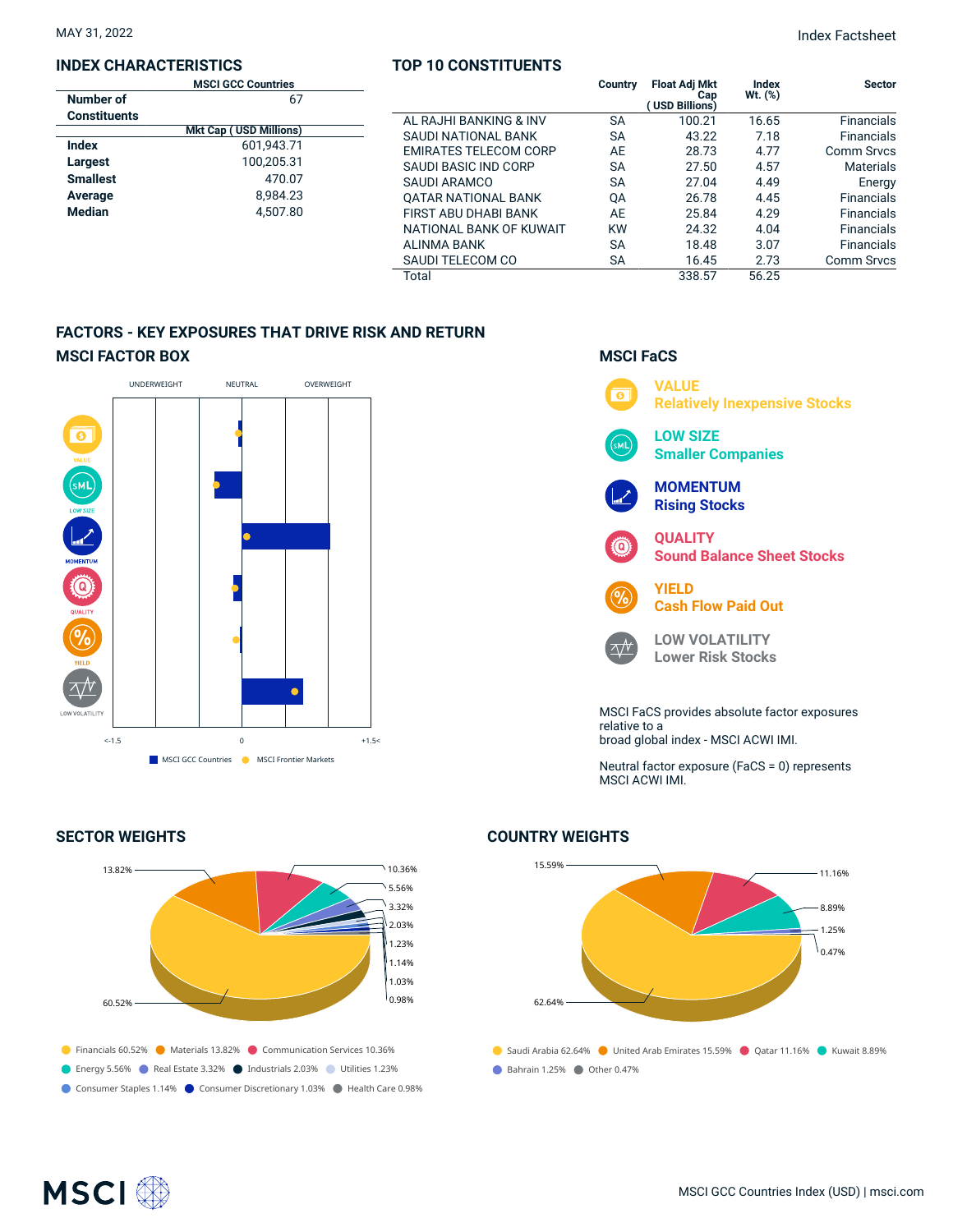MAY 31, 2022

Index Factsheet

## INDEX CHARACTERISTICS

| | MSCI GCC Countries |
|---|---|
| Number of Constituents | 67 |
| | **Mkt Cap ( USD Millions)** |
| **Index** | 601,943.71 |
| **Largest** | 100,205.31 |
| **Smallest** | 470.07 |
| **Average** | 8,984.23 |
| **Median** | 4,507.80 |

## TOP 10 CONSTITUENTS

| | Country | Float Adj Mkt Cap ( USD Billions) | Index Wt. (%) | Sector |
|---|---|---|---|---|
| AL RAJHI BANKING & INV | SA | 100.21 | 16.65 | Financials |
| SAUDI NATIONAL BANK | SA | 43.22 | 7.18 | Financials |
| EMIRATES TELECOM CORP | AE | 28.73 | 4.77 | Comm Srvcs |
| SAUDI BASIC IND CORP | SA | 27.50 | 4.57 | Materials |
| SAUDI ARAMCO | SA | 27.04 | 4.49 | Energy |
| QATAR NATIONAL BANK | QA | 26.78 | 4.45 | Financials |
| FIRST ABU DHABI BANK | AE | 25.84 | 4.29 | Financials |
| NATIONAL BANK OF KUWAIT | KW | 24.32 | 4.04 | Financials |
| ALINMA BANK | SA | 18.48 | 3.07 | Financials |
| SAUDI TELECOM CO | SA | 16.45 | 2.73 | Comm Srvcs |
| Total | | 338.57 | 56.25 | |

## FACTORS - KEY EXPOSURES THAT DRIVE RISK AND RETURN

### MSCI FACTOR BOX

UNDERWEIGHT NEUTRAL OVERWEIGHT

VALUE, LOW SIZE, MOMENTUM, QUALITY, YIELD, LOW VOLATILITY

<-1.5 0 +1.5<

MSCI GCC Countries MSCI Frontier Markets

### MSCI FaCS

**VALUE**
Relatively Inexpensive Stocks

**LOW SIZE**
Smaller Companies

**MOMENTUM**
Rising Stocks

**QUALITY**
Sound Balance Sheet Stocks

**YIELD**
Cash Flow Paid Out

**LOW VOLATILITY**
Lower Risk Stocks

MSCI FaCS provides absolute factor exposures relative to a broad global index - MSCI ACWI IMI.

Neutral factor exposure (FaCS = 0) represents MSCI ACWI IMI.

## SECTOR WEIGHTS

Financials 60.52%, Materials 13.82%, Communication Services 10.36%, Energy 5.56%, Real Estate 3.32%, Industrials 2.03%, Utilities 1.23%, Consumer Staples 1.14%, Consumer Discretionary 1.03%, Health Care 0.98%

## COUNTRY WEIGHTS

Saudi Arabia 62.64%, United Arab Emirates 15.59%, Qatar 11.16%, Kuwait 8.89%, Bahrain 1.25%, Other 0.47%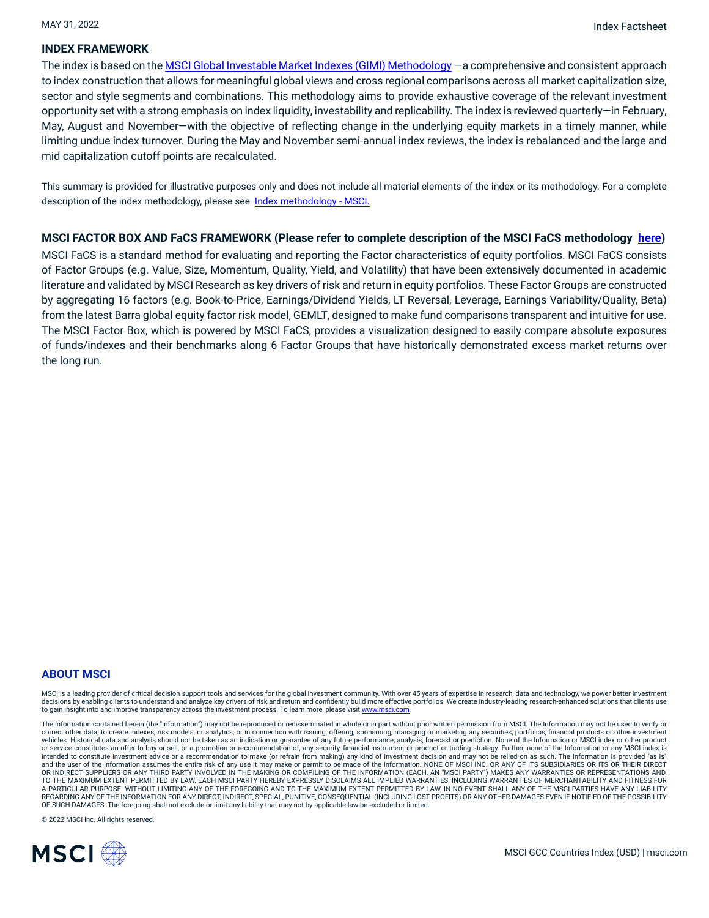## INDEX FRAMEWORK

The index is based on the MSCI Global Investable Market Indexes (GIMI) Methodology —a comprehensive and consistent approach to index construction that allows for meaningful global views and cross regional comparisons across all market capitalization size, sector and style segments and combinations. This methodology aims to provide exhaustive coverage of the relevant investment opportunity set with a strong emphasis on index liquidity, investability and replicability. The index is reviewed quarterly—in February, May, August and November—with the objective of reflecting change in the underlying equity markets in a timely manner, while limiting undue index turnover. During the May and November semi-annual index reviews, the index is rebalanced and the large and mid capitalization cutoff points are recalculated.

This summary is provided for illustrative purposes only and does not include all material elements of the index or its methodology. For a complete description of the index methodology, please see Index methodology - MSCI.

## MSCI FACTOR BOX AND FaCS FRAMEWORK (Please refer to complete description of the MSCI FaCS methodology here)

MSCI FaCS is a standard method for evaluating and reporting the Factor characteristics of equity portfolios. MSCI FaCS consists of Factor Groups (e.g. Value, Size, Momentum, Quality, Yield, and Volatility) that have been extensively documented in academic literature and validated by MSCI Research as key drivers of risk and return in equity portfolios. These Factor Groups are constructed by aggregating 16 factors (e.g. Book-to-Price, Earnings/Dividend Yields, LT Reversal, Leverage, Earnings Variability/Quality, Beta) from the latest Barra global equity factor risk model, GEMLT, designed to make fund comparisons transparent and intuitive for use. The MSCI Factor Box, which is powered by MSCI FaCS, provides a visualization designed to easily compare absolute exposures of funds/indexes and their benchmarks along 6 Factor Groups that have historically demonstrated excess market returns over the long run.

## ABOUT MSCI

MSCI is a leading provider of critical decision support tools and services for the global investment community. With over 45 years of expertise in research, data and technology, we power better investment decisions by enabling clients to understand and analyze key drivers of risk and return and confidently build more effective portfolios. We create industry-leading research-enhanced solutions that clients use to gain insight into and improve transparency across the investment process. To learn more, please visit www.msci.com.

The information contained herein (the "Information") may not be reproduced or redisseminated in whole or in part without prior written permission from MSCI. The Information may not be used to verify or correct other data, to create indexes, risk models, or analytics, or in connection with issuing, offering, sponsoring, managing or marketing any securities, portfolios, financial products or other investment vehicles. Historical data and analysis should not be taken as an indication or guarantee of any future performance, analysis, forecast or prediction. None of the Information or MSCI index or other product or service constitutes an offer to buy or sell, or a promotion or recommendation of, any security, financial instrument or product or trading strategy. Further, none of the Information or any MSCI index is intended to constitute investment advice or a recommendation to make (or refrain from making) any kind of investment decision and may not be relied on as such. The Information is provided "as is" and the user of the Information assumes the entire risk of any use it may make or permit to be made of the Information. NONE OF MSCI INC. OR ANY OF ITS SUBSIDIARIES OR ITS OR THEIR DIRECT OR INDIRECT SUPPLIERS OR ANY THIRD PARTY INVOLVED IN THE MAKING OR COMPILING OF THE INFORMATION (EACH, AN "MSCI PARTY") MAKES ANY WARRANTIES OR REPRESENTATIONS AND, TO THE MAXIMUM EXTENT PERMITTED BY LAW, EACH MSCI PARTY HEREBY EXPRESSLY DISCLAIMS ALL IMPLIED WARRANTIES, INCLUDING WARRANTIES OF MERCHANTABILITY AND FITNESS FOR A PARTICULAR PURPOSE. WITHOUT LIMITING ANY OF THE FOREGOING AND TO THE MAXIMUM EXTENT PERMITTED BY LAW, IN NO EVENT SHALL ANY OF THE MSCI PARTIES HAVE ANY LIABILITY REGARDING ANY OF THE INFORMATION FOR ANY DIRECT, INDIRECT, SPECIAL, PUNITIVE, CONSEQUENTIAL (INCLUDING LOST PROFITS) OR ANY OTHER DAMAGES EVEN IF NOTIFIED OF THE POSSIBILITY OF SUCH DAMAGES. The foregoing shall not exclude or limit any liability that may not by applicable law be excluded or limited.

© 2022 MSCI Inc. All rights reserved.